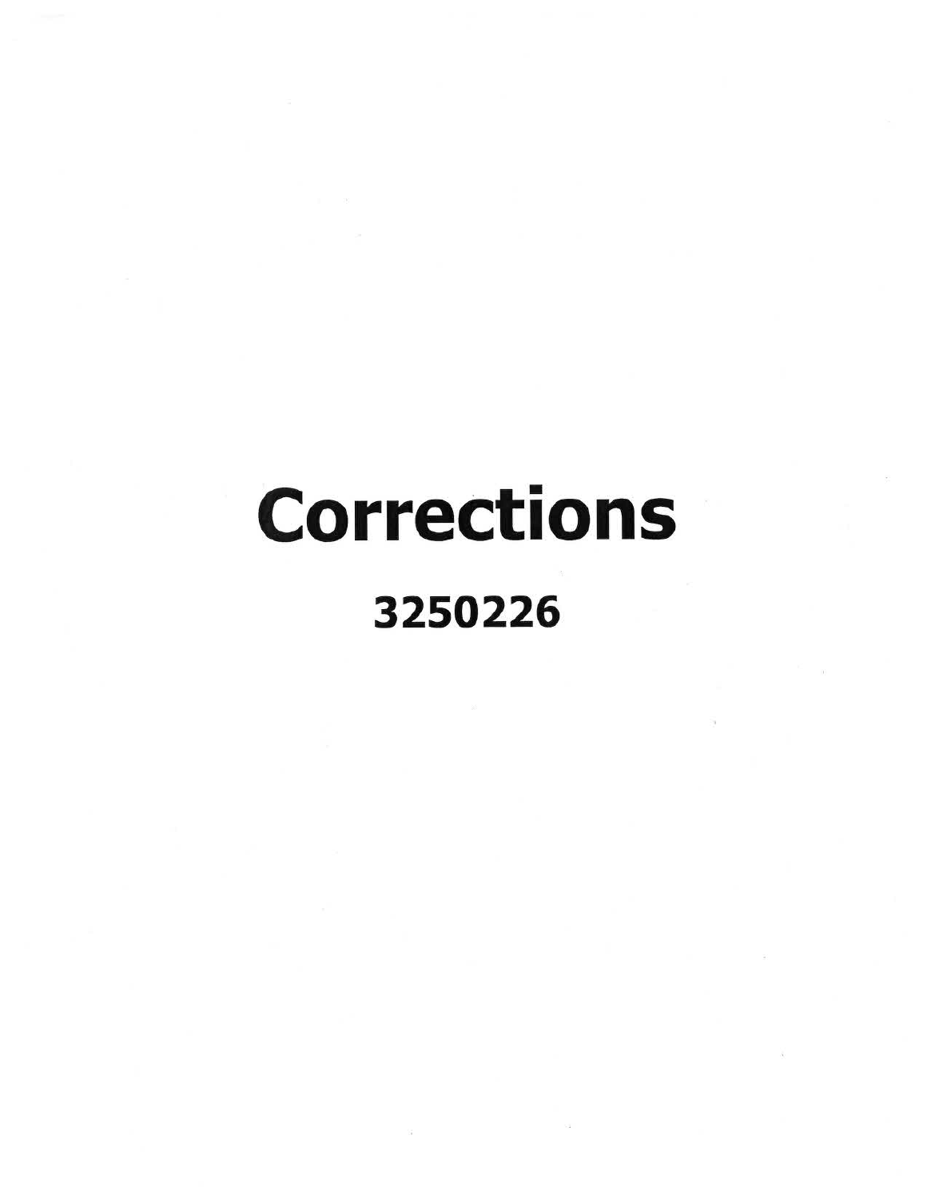# Corrections

**3250226**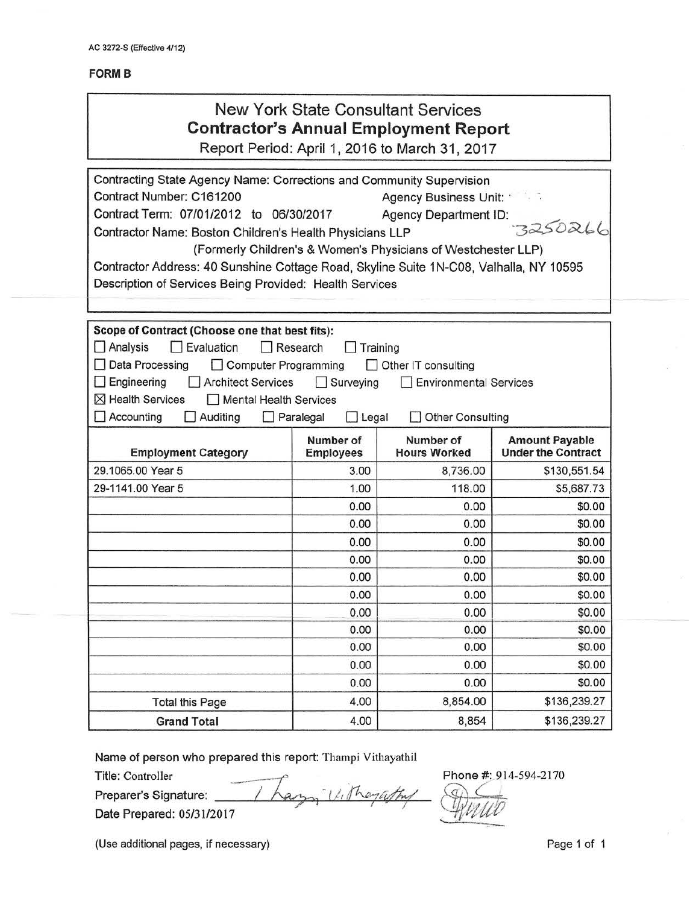AC 3272-S (Effective 4/12)

**FORM B**

# New York State Consultant Services
## Contractor's Annual Employment Report
Report Period: April 1, 2016 to March 31, 2017

Contracting State Agency Name: Corrections and Community Supervision
Contract Number: C161200 Agency Business Unit:
Contract Term: 07/01/2012 to 06/30/2017 Agency Department ID: 3250266
Contractor Name: Boston Children's Health Physicians LLP
(Formerly Children's & Women's Physicians of Westchester LLP)
Contractor Address: 40 Sunshine Cottage Road, Skyline Suite 1N-C08, Valhalla, NY 10595
Description of Services Being Provided: Health Services

**Scope of Contract (Choose one that best fits):**

- ☐ Analysis ☐ Evaluation ☐ Research ☐ Training
- ☐ Data Processing ☐ Computer Programming ☐ Other IT consulting
- ☐ Engineering ☐ Architect Services ☐ Surveying ☐ Environmental Services
- ☒ Health Services ☐ Mental Health Services
- ☐ Accounting ☐ Auditing ☐ Paralegal ☐ Legal ☐ Other Consulting

| Employment Category | Number of Employees | Number of Hours Worked | Amount Payable Under the Contract |
|---|---|---|---|
| 29.1065.00 Year 5 | 3.00 | 8,736.00 | $130,551.54 |
| 29-1141.00 Year 5 | 1.00 | 118.00 | $5,687.73 |
| | 0.00 | 0.00 | $0.00 |
| | 0.00 | 0.00 | $0.00 |
| | 0.00 | 0.00 | $0.00 |
| | 0.00 | 0.00 | $0.00 |
| | 0.00 | 0.00 | $0.00 |
| | 0.00 | 0.00 | $0.00 |
| | 0.00 | 0.00 | $0.00 |
| | 0.00 | 0.00 | $0.00 |
| | 0.00 | 0.00 | $0.00 |
| | 0.00 | 0.00 | $0.00 |
| | 0.00 | 0.00 | $0.00 |
| Total this Page | 4.00 | 8,854.00 | $136,239.27 |
| **Grand Total** | 4.00 | 8,854 | $136,239.27 |

Name of person who prepared this report: Thampi Vithayathil
Title: Controller
Preparer's Signature: Thampi Vithayathil
Phone #: 914-594-2170
Date Prepared: 05/31/2017

(Use additional pages, if necessary)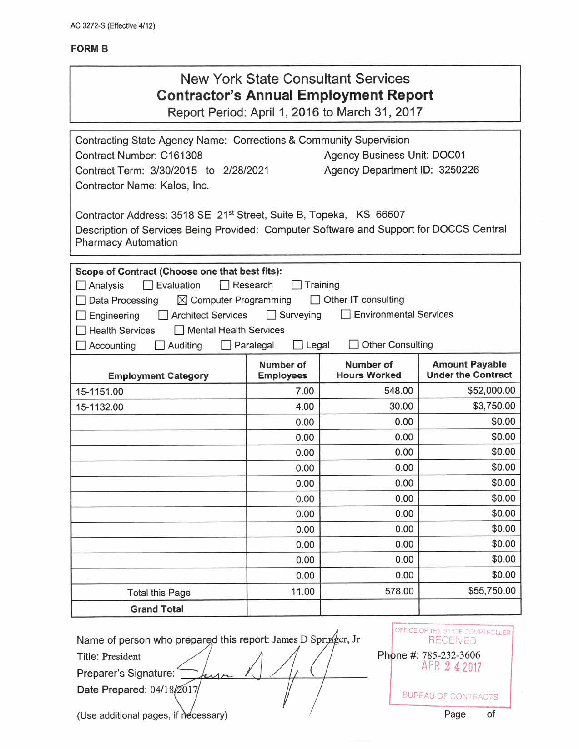AC 3272-S (Effective 4/12)

**FORM B**

# New York State Consultant Services
## Contractor's Annual Employment Report
Report Period: April 1, 2016 to March 31, 2017

Contracting State Agency Name: Corrections & Community Supervision
Contract Number: C161308 Agency Business Unit: DOC01
Contract Term: 3/30/2015 to 2/28/2021 Agency Department ID: 3250226
Contractor Name: Kalos, Inc.

Contractor Address: 3518 SE 21st Street, Suite B, Topeka, KS 66607
Description of Services Being Provided: Computer Software and Support for DOCCS Central Pharmacy Automation

**Scope of Contract (Choose one that best fits):**

- ☐ Analysis ☐ Evaluation ☐ Research ☐ Training
- ☐ Data Processing ☒ Computer Programming ☐ Other IT consulting
- ☐ Engineering ☐ Architect Services ☐ Surveying ☐ Environmental Services
- ☐ Health Services ☐ Mental Health Services
- ☐ Accounting ☐ Auditing ☐ Paralegal ☐ Legal ☐ Other Consulting

| Employment Category | Number of Employees | Number of Hours Worked | Amount Payable Under the Contract |
|---|---|---|---|
| 15-1151.00 | 7.00 | 548.00 | $52,000.00 |
| 15-1132.00 | 4.00 | 30.00 | $3,750.00 |
| | 0.00 | 0.00 | $0.00 |
| | 0.00 | 0.00 | $0.00 |
| | 0.00 | 0.00 | $0.00 |
| | 0.00 | 0.00 | $0.00 |
| | 0.00 | 0.00 | $0.00 |
| | 0.00 | 0.00 | $0.00 |
| | 0.00 | 0.00 | $0.00 |
| | 0.00 | 0.00 | $0.00 |
| | 0.00 | 0.00 | $0.00 |
| | 0.00 | 0.00 | $0.00 |
| | 0.00 | 0.00 | $0.00 |
| Total this Page | 11.00 | 578.00 | $55,750.00 |
| **Grand Total** | | | |

Name of person who prepared this report: James D Springer, Jr
Title: President Phone #: 785-232-3606
Preparer's Signature: [signature]
Date Prepared: 04/18/2017

OFFICE OF THE STATE COMPTROLLER RECEIVED APR 24 2017 BUREAU OF CONTRACTS

(Use additional pages, if necessary) Page of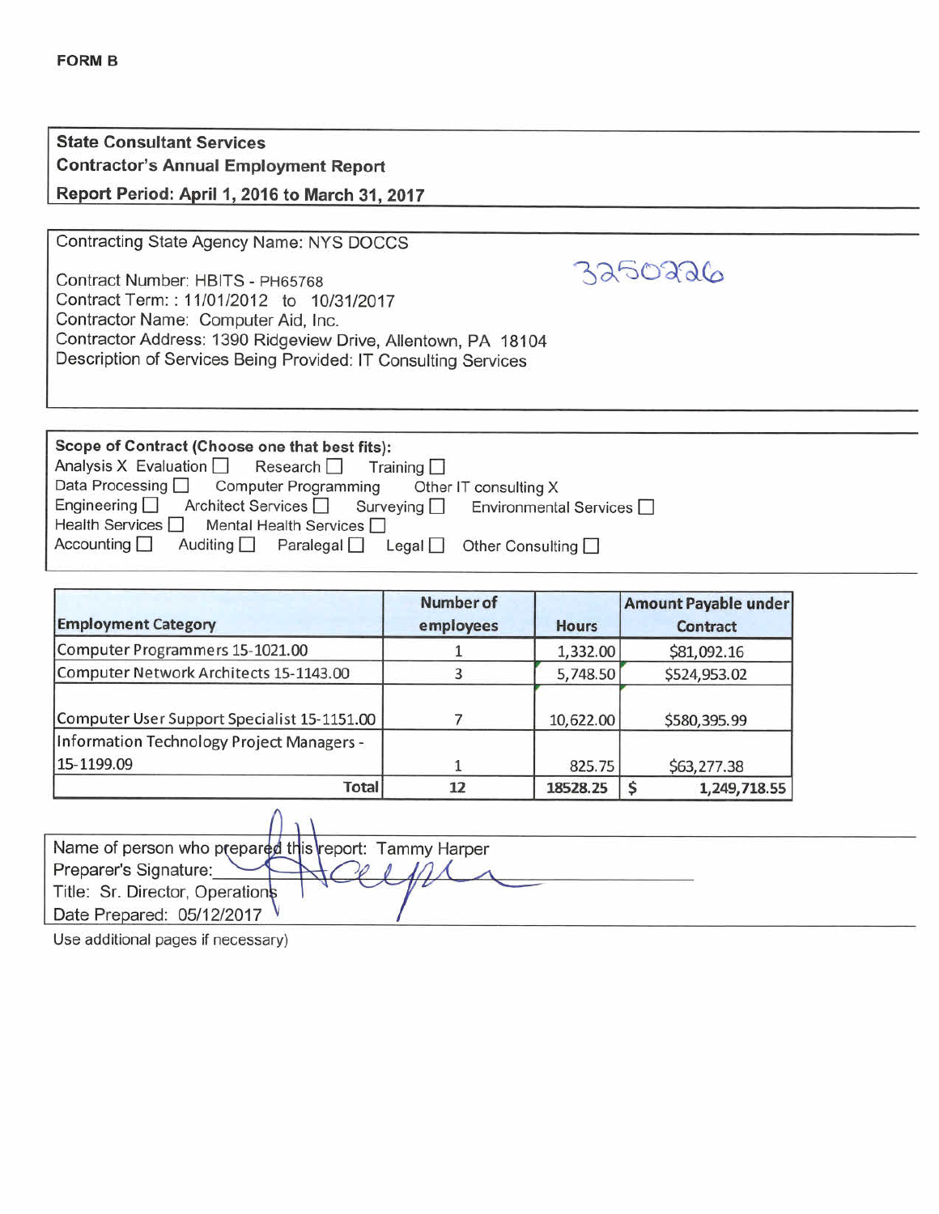**FORM B**

**State Consultant Services**
**Contractor's Annual Employment Report**
**Report Period: April 1, 2016 to March 31, 2017**

Contracting State Agency Name: NYS DOCCS

Contract Number: HBITS - PH65768 3250226
Contract Term: : 11/01/2012 to 10/31/2017
Contractor Name: Computer Aid, Inc.
Contractor Address: 1390 Ridgeview Drive, Allentown, PA 18104
Description of Services Being Provided: IT Consulting Services

**Scope of Contract (Choose one that best fits):**
Analysis X Evaluation ☐ Research ☐ Training ☐
Data Processing ☐ Computer Programming Other IT consulting X
Engineering ☐ Architect Services ☐ Surveying ☐ Environmental Services ☐
Health Services ☐ Mental Health Services ☐
Accounting ☐ Auditing ☐ Paralegal ☐ Legal ☐ Other Consulting ☐

| Employment Category | Number of employees | Hours | Amount Payable under Contract |
|---|---|---|---|
| Computer Programmers 15-1021.00 | 1 | 1,332.00 | $81,092.16 |
| Computer Network Architects 15-1143.00 | 3 | 5,748.50 | $524,953.02 |
| Computer User Support Specialist 15-1151.00 | 7 | 10,622.00 | $580,395.99 |
| Information Technology Project Managers - 15-1199.09 | 1 | 825.75 | $63,277.38 |
| **Total** | **12** | **18528.25** | **$ 1,249,718.55** |

Name of person who prepared this report: Tammy Harper
Preparer's Signature: ____________________
Title: Sr. Director, Operations
Date Prepared: 05/12/2017

Use additional pages if necessary)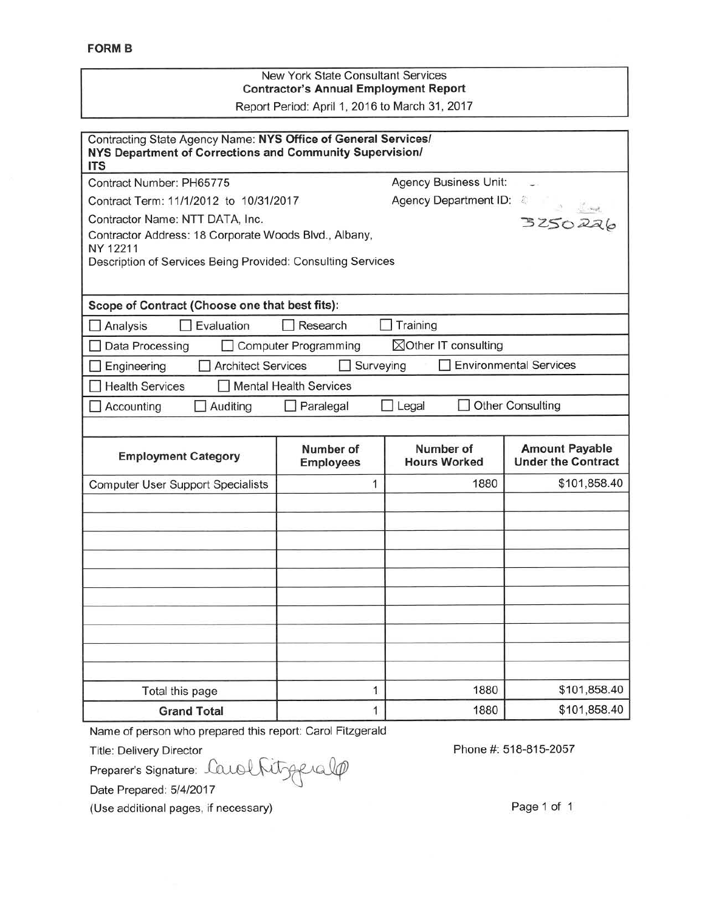**FORM B**

New York State Consultant Services
**Contractor's Annual Employment Report**
Report Period: April 1, 2016 to March 31, 2017

Contracting State Agency Name: **NYS Office of General Services/ NYS Department of Corrections and Community Supervision/ ITS**

Contract Number: PH65775

Agency Business Unit:

Contract Term: 11/1/2012 to 10/31/2017

Agency Department ID: 3250226

Contractor Name: NTT DATA, Inc.

Contractor Address: 18 Corporate Woods Blvd., Albany, NY 12211

Description of Services Being Provided: Consulting Services

**Scope of Contract (Choose one that best fits):**

☐ Analysis ☐ Evaluation ☐ Research ☐ Training

☐ Data Processing ☐ Computer Programming ☒ Other IT consulting

☐ Engineering ☐ Architect Services ☐ Surveying ☐ Environmental Services

☐ Health Services ☐ Mental Health Services

☐ Accounting ☐ Auditing ☐ Paralegal ☐ Legal ☐ Other Consulting

| Employment Category | Number of Employees | Number of Hours Worked | Amount Payable Under the Contract |
|---|---|---|---|
| Computer User Support Specialists | 1 | 1880 | $101,858.40 |
| | | | |
| | | | |
| | | | |
| | | | |
| | | | |
| | | | |
| | | | |
| | | | |
| | | | |
| | | | |
| Total this page | 1 | 1880 | $101,858.40 |
| **Grand Total** | 1 | 1880 | $101,858.40 |

Name of person who prepared this report: Carol Fitzgerald

Title: Delivery Director

Phone #: 518-815-2057

Preparer's Signature: Carol Fitzgerald

Date Prepared: 5/4/2017

(Use additional pages, if necessary)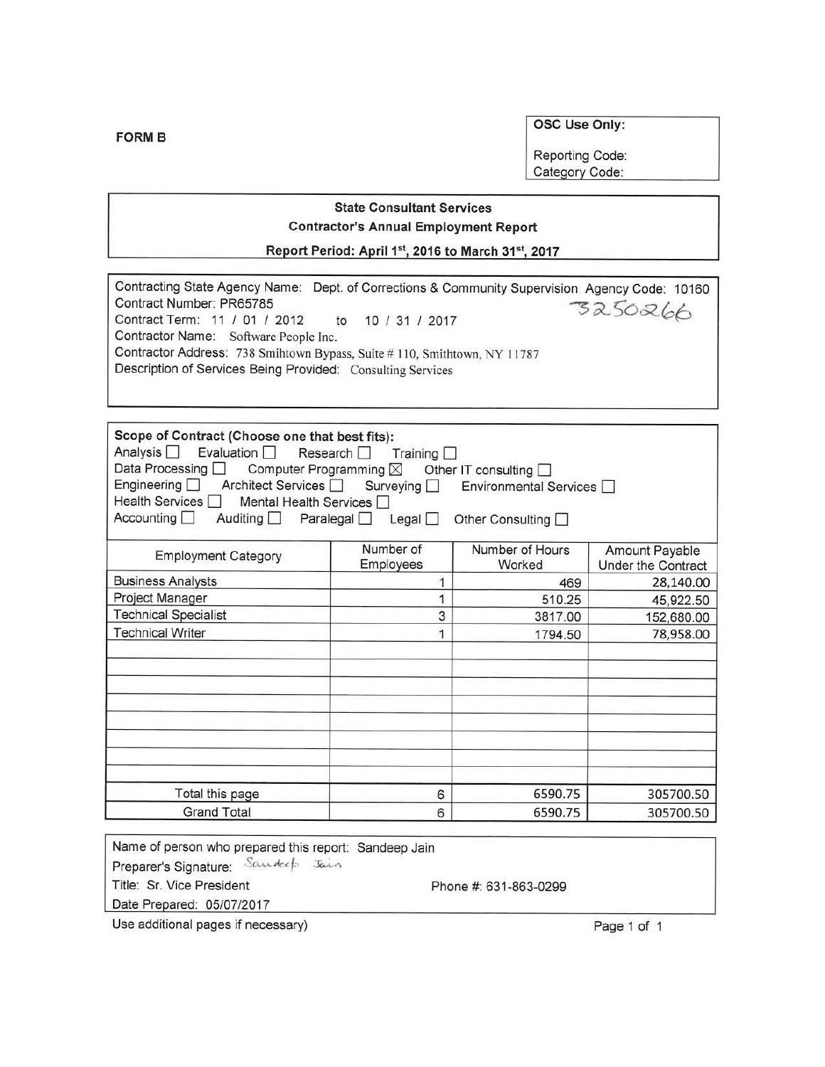**FORM B**

| OSC Use Only: |
|---|
| Reporting Code: |
| Category Code: |

## State Consultant Services
### Contractor's Annual Employment Report
### Report Period: April 1st, 2016 to March 31st, 2017

Contracting State Agency Name: Dept. of Corrections & Community Supervision Agency Code: 10160
Contract Number: PR65785 3250266
Contract Term: 11 / 01 / 2012 to 10 / 31 / 2017
Contractor Name: Software People Inc.
Contractor Address: 738 Smihtown Bypass, Suite # 110, Smithtown, NY 11787
Description of Services Being Provided: Consulting Services

**Scope of Contract (Choose one that best fits):**
Analysis ☐ Evaluation ☐ Research ☐ Training ☐
Data Processing ☐ Computer Programming ☒ Other IT consulting ☐
Engineering ☐ Architect Services ☐ Surveying ☐ Environmental Services ☐
Health Services ☐ Mental Health Services ☐
Accounting ☐ Auditing ☐ Paralegal ☐ Legal ☐ Other Consulting ☐

| Employment Category | Number of Employees | Number of Hours Worked | Amount Payable Under the Contract |
|---|---|---|---|
| Business Analysts | 1 | 469 | 28,140.00 |
| Project Manager | 1 | 510.25 | 45,922.50 |
| Technical Specialist | 3 | 3817.00 | 152,680.00 |
| Technical Writer | 1 | 1794.50 | 78,958.00 |
| | | | |
| | | | |
| | | | |
| | | | |
| | | | |
| | | | |
| | | | |
| | | | |
| Total this page | 6 | 6590.75 | 305700.50 |
| Grand Total | 6 | 6590.75 | 305700.50 |

Name of person who prepared this report: Sandeep Jain
Preparer's Signature: Sandeep Jain
Title: Sr. Vice President Phone #: 631-863-0299
Date Prepared: 05/07/2017

Use additional pages if necessary)